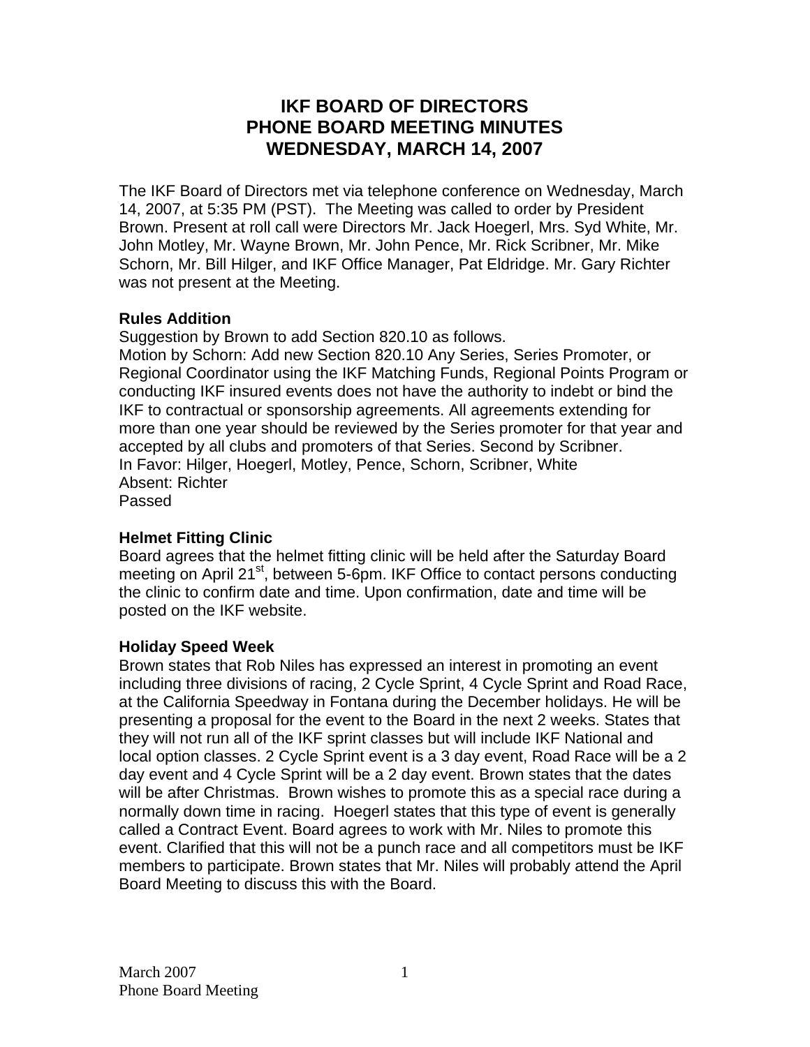# IKF BOARD OF DIRECTORS
# PHONE BOARD MEETING MINUTES
# WEDNESDAY, MARCH 14, 2007

The IKF Board of Directors met via telephone conference on Wednesday, March 14, 2007, at 5:35 PM (PST). The Meeting was called to order by President Brown. Present at roll call were Directors Mr. Jack Hoegerl, Mrs. Syd White, Mr. John Motley, Mr. Wayne Brown, Mr. John Pence, Mr. Rick Scribner, Mr. Mike Schorn, Mr. Bill Hilger, and IKF Office Manager, Pat Eldridge. Mr. Gary Richter was not present at the Meeting.

**Rules Addition**

Suggestion by Brown to add Section 820.10 as follows.
Motion by Schorn: Add new Section 820.10 Any Series, Series Promoter, or Regional Coordinator using the IKF Matching Funds, Regional Points Program or conducting IKF insured events does not have the authority to indebt or bind the IKF to contractual or sponsorship agreements. All agreements extending for more than one year should be reviewed by the Series promoter for that year and accepted by all clubs and promoters of that Series. Second by Scribner.
In Favor: Hilger, Hoegerl, Motley, Pence, Schorn, Scribner, White
Absent: Richter
Passed

**Helmet Fitting Clinic**

Board agrees that the helmet fitting clinic will be held after the Saturday Board meeting on April 21st, between 5-6pm. IKF Office to contact persons conducting the clinic to confirm date and time. Upon confirmation, date and time will be posted on the IKF website.

**Holiday Speed Week**

Brown states that Rob Niles has expressed an interest in promoting an event including three divisions of racing, 2 Cycle Sprint, 4 Cycle Sprint and Road Race, at the California Speedway in Fontana during the December holidays. He will be presenting a proposal for the event to the Board in the next 2 weeks. States that they will not run all of the IKF sprint classes but will include IKF National and local option classes. 2 Cycle Sprint event is a 3 day event, Road Race will be a 2 day event and 4 Cycle Sprint will be a 2 day event. Brown states that the dates will be after Christmas. Brown wishes to promote this as a special race during a normally down time in racing. Hoegerl states that this type of event is generally called a Contract Event. Board agrees to work with Mr. Niles to promote this event. Clarified that this will not be a punch race and all competitors must be IKF members to participate. Brown states that Mr. Niles will probably attend the April Board Meeting to discuss this with the Board.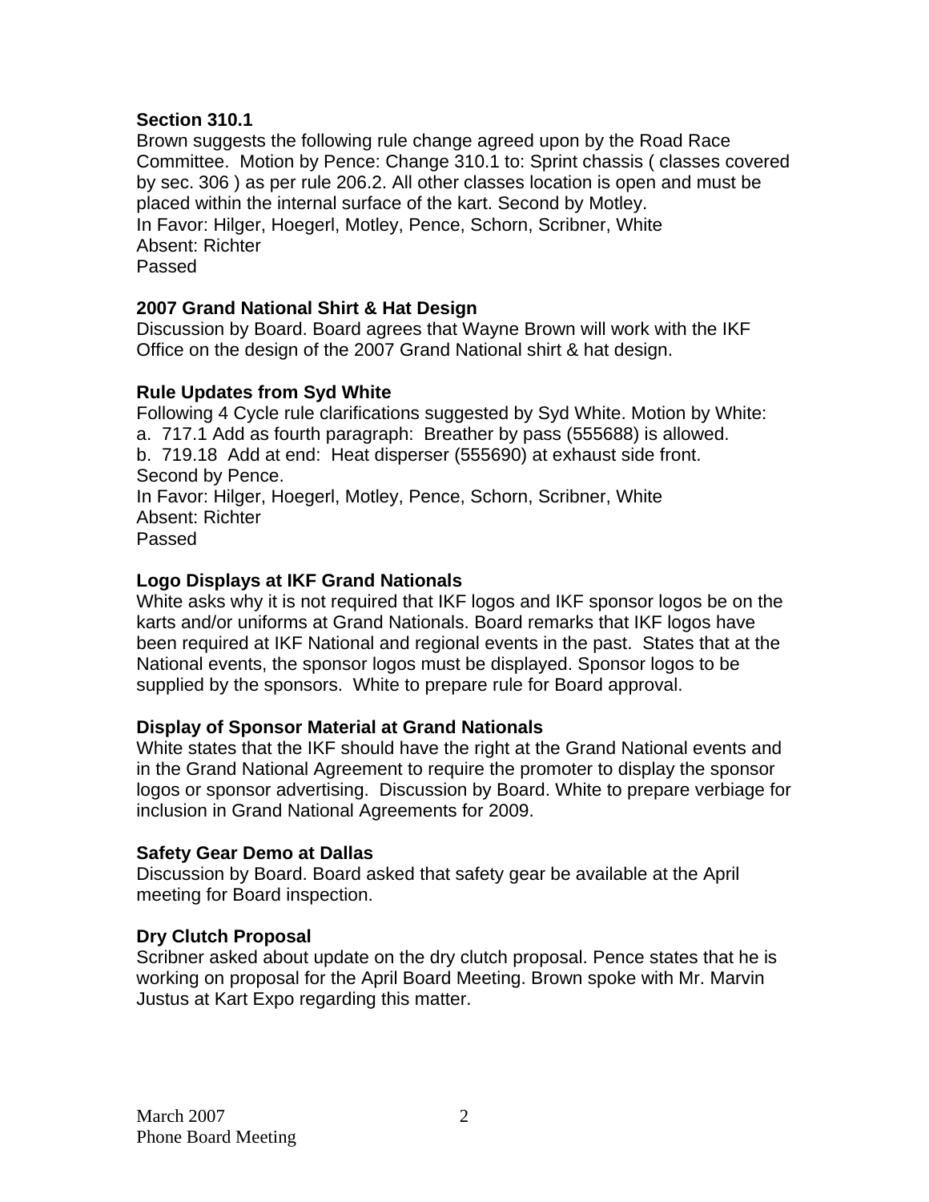**Section 310.1**

Brown suggests the following rule change agreed upon by the Road Race Committee. Motion by Pence: Change 310.1 to: Sprint chassis ( classes covered by sec. 306 ) as per rule 206.2. All other classes location is open and must be placed within the internal surface of the kart. Second by Motley.
In Favor: Hilger, Hoegerl, Motley, Pence, Schorn, Scribner, White
Absent: Richter
Passed

**2007 Grand National Shirt & Hat Design**

Discussion by Board. Board agrees that Wayne Brown will work with the IKF Office on the design of the 2007 Grand National shirt & hat design.

**Rule Updates from Syd White**

Following 4 Cycle rule clarifications suggested by Syd White. Motion by White:
a. 717.1 Add as fourth paragraph: Breather by pass (555688) is allowed.
b. 719.18 Add at end: Heat disperser (555690) at exhaust side front.
Second by Pence.
In Favor: Hilger, Hoegerl, Motley, Pence, Schorn, Scribner, White
Absent: Richter
Passed

**Logo Displays at IKF Grand Nationals**

White asks why it is not required that IKF logos and IKF sponsor logos be on the karts and/or uniforms at Grand Nationals. Board remarks that IKF logos have been required at IKF National and regional events in the past. States that at the National events, the sponsor logos must be displayed. Sponsor logos to be supplied by the sponsors. White to prepare rule for Board approval.

**Display of Sponsor Material at Grand Nationals**

White states that the IKF should have the right at the Grand National events and in the Grand National Agreement to require the promoter to display the sponsor logos or sponsor advertising. Discussion by Board. White to prepare verbiage for inclusion in Grand National Agreements for 2009.

**Safety Gear Demo at Dallas**

Discussion by Board. Board asked that safety gear be available at the April meeting for Board inspection.

**Dry Clutch Proposal**

Scribner asked about update on the dry clutch proposal. Pence states that he is working on proposal for the April Board Meeting. Brown spoke with Mr. Marvin Justus at Kart Expo regarding this matter.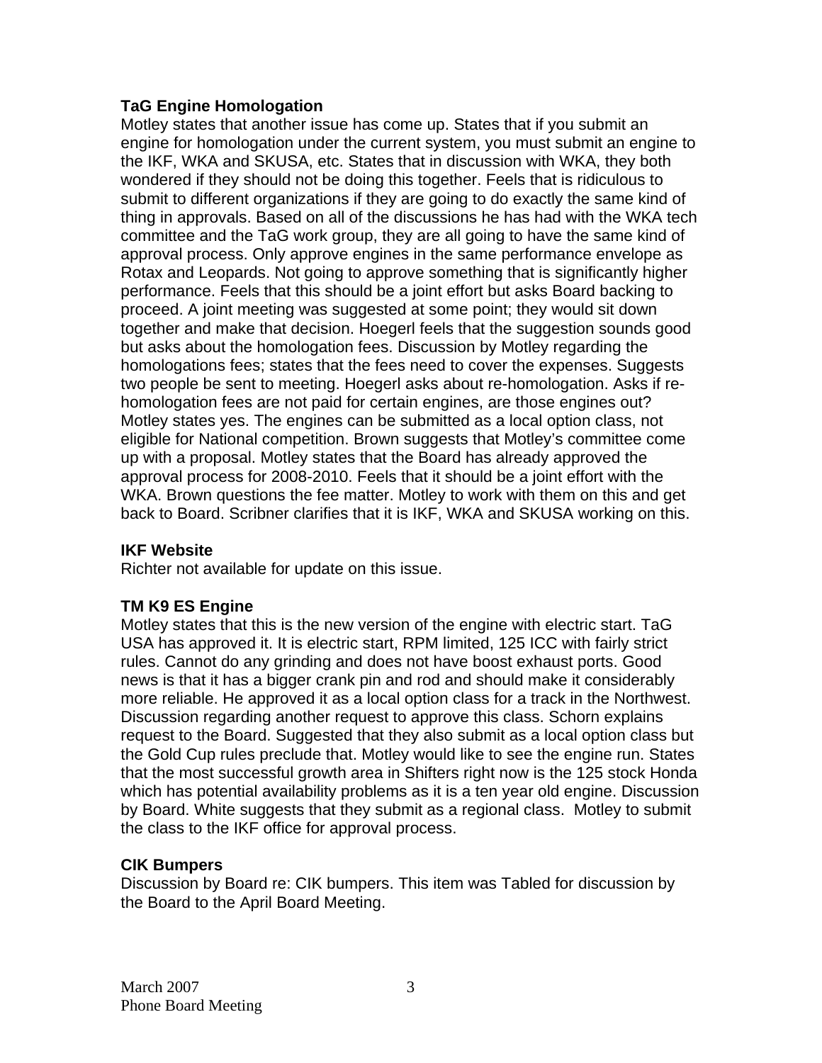**TaG Engine Homologation**

Motley states that another issue has come up. States that if you submit an engine for homologation under the current system, you must submit an engine to the IKF, WKA and SKUSA, etc. States that in discussion with WKA, they both wondered if they should not be doing this together. Feels that is ridiculous to submit to different organizations if they are going to do exactly the same kind of thing in approvals. Based on all of the discussions he has had with the WKA tech committee and the TaG work group, they are all going to have the same kind of approval process. Only approve engines in the same performance envelope as Rotax and Leopards. Not going to approve something that is significantly higher performance. Feels that this should be a joint effort but asks Board backing to proceed. A joint meeting was suggested at some point; they would sit down together and make that decision. Hoegerl feels that the suggestion sounds good but asks about the homologation fees. Discussion by Motley regarding the homologations fees; states that the fees need to cover the expenses. Suggests two people be sent to meeting. Hoegerl asks about re-homologation. Asks if re-homologation fees are not paid for certain engines, are those engines out? Motley states yes. The engines can be submitted as a local option class, not eligible for National competition. Brown suggests that Motley's committee come up with a proposal. Motley states that the Board has already approved the approval process for 2008-2010. Feels that it should be a joint effort with the WKA. Brown questions the fee matter. Motley to work with them on this and get back to Board. Scribner clarifies that it is IKF, WKA and SKUSA working on this.

**IKF Website**

Richter not available for update on this issue.

**TM K9 ES Engine**

Motley states that this is the new version of the engine with electric start. TaG USA has approved it. It is electric start, RPM limited, 125 ICC with fairly strict rules. Cannot do any grinding and does not have boost exhaust ports. Good news is that it has a bigger crank pin and rod and should make it considerably more reliable. He approved it as a local option class for a track in the Northwest. Discussion regarding another request to approve this class. Schorn explains request to the Board. Suggested that they also submit as a local option class but the Gold Cup rules preclude that. Motley would like to see the engine run. States that the most successful growth area in Shifters right now is the 125 stock Honda which has potential availability problems as it is a ten year old engine. Discussion by Board. White suggests that they submit as a regional class. Motley to submit the class to the IKF office for approval process.

**CIK Bumpers**

Discussion by Board re: CIK bumpers. This item was Tabled for discussion by the Board to the April Board Meeting.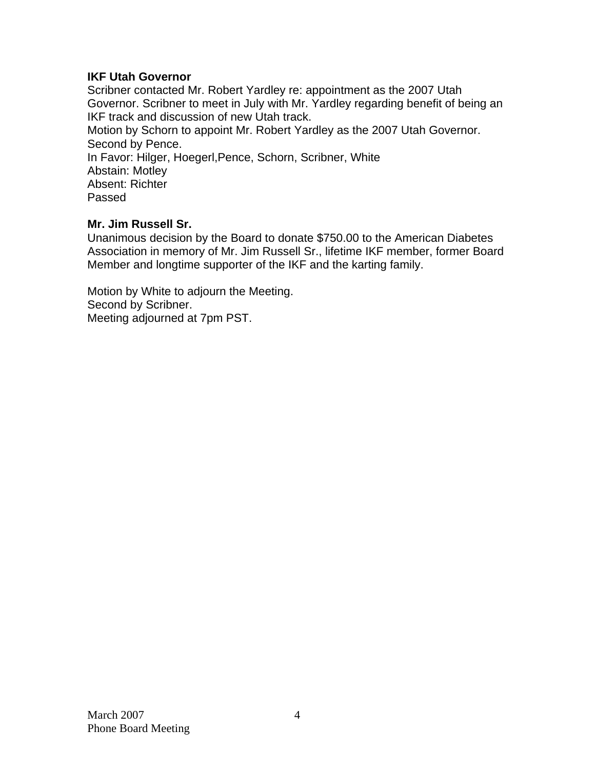**IKF Utah Governor**

Scribner contacted Mr. Robert Yardley re: appointment as the 2007 Utah Governor. Scribner to meet in July with Mr. Yardley regarding benefit of being an IKF track and discussion of new Utah track.
Motion by Schorn to appoint Mr. Robert Yardley as the 2007 Utah Governor.
Second by Pence.
In Favor: Hilger, Hoegerl,Pence, Schorn, Scribner, White
Abstain: Motley
Absent: Richter
Passed

**Mr. Jim Russell Sr.**

Unanimous decision by the Board to donate $750.00 to the American Diabetes Association in memory of Mr. Jim Russell Sr., lifetime IKF member, former Board Member and longtime supporter of the IKF and the karting family.

Motion by White to adjourn the Meeting.
Second by Scribner.
Meeting adjourned at 7pm PST.